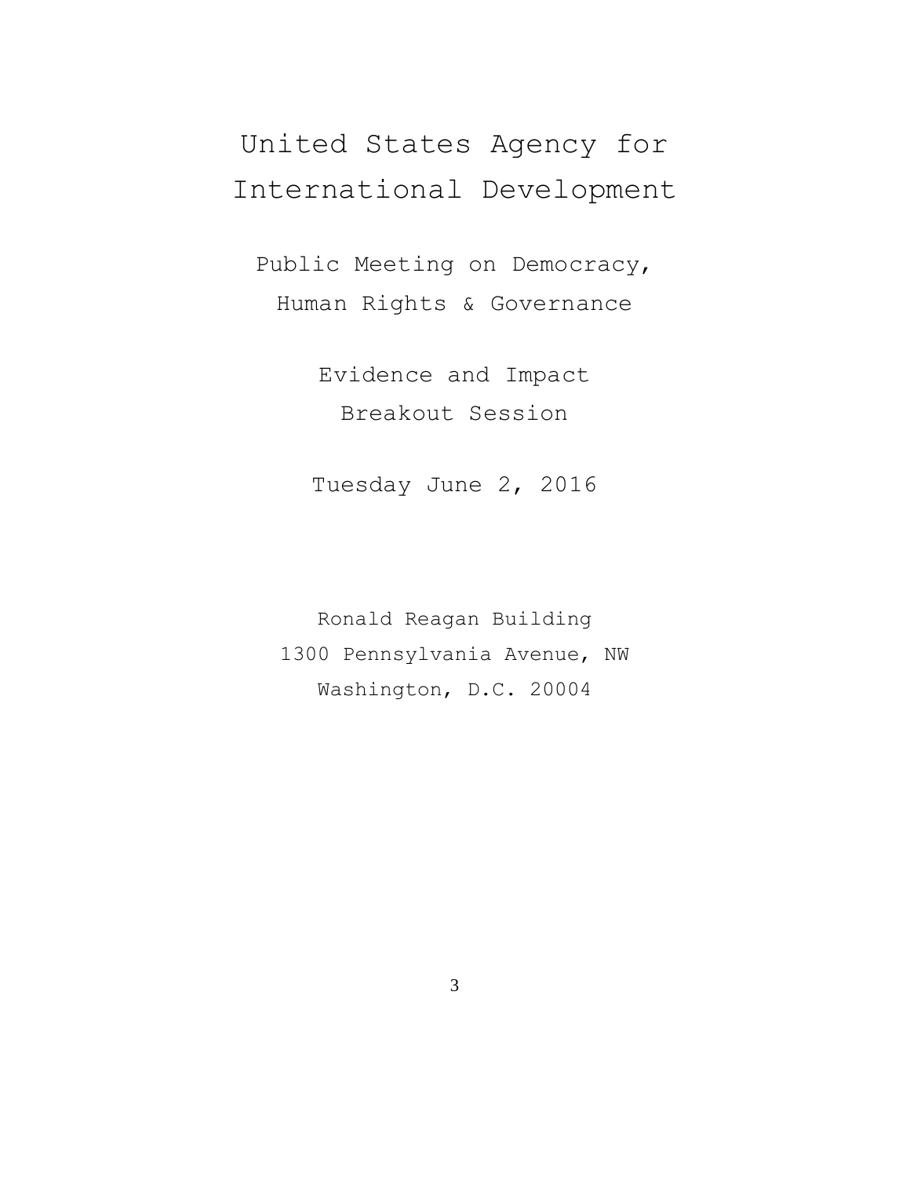# United States Agency for International Development

## Public Meeting on Democracy, Human Rights & Governance

### Evidence and Impact Breakout Session

Tuesday June 2, 2016

Ronald Reagan Building
1300 Pennsylvania Avenue, NW
Washington, D.C. 20004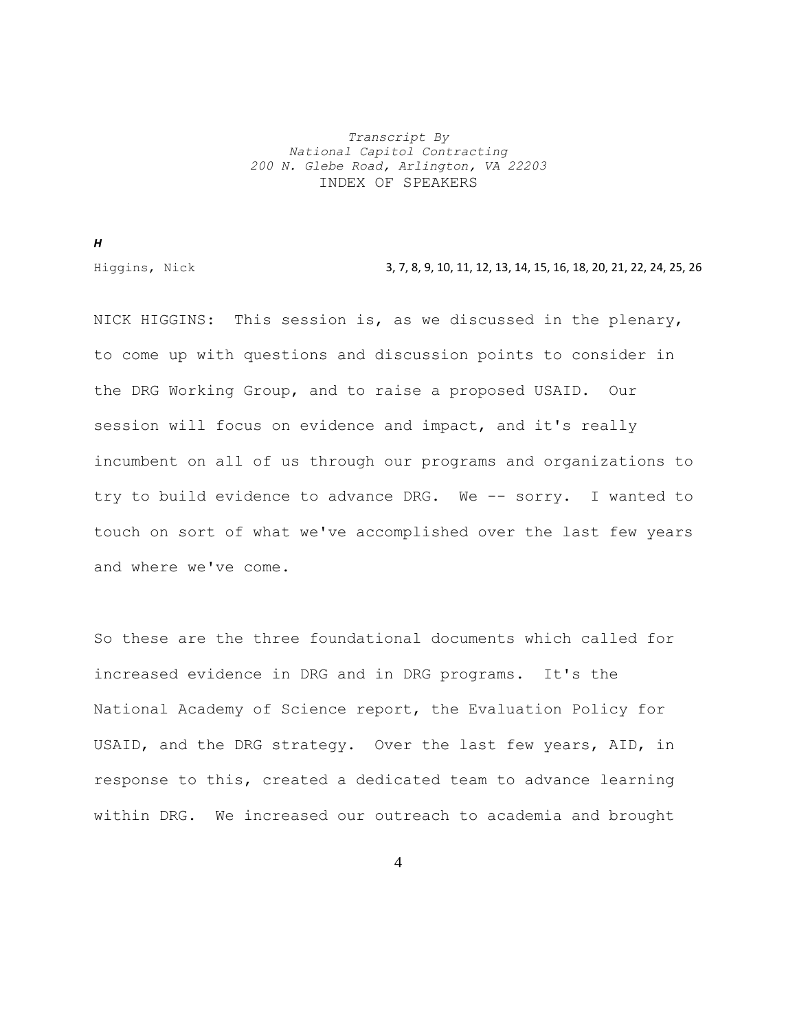*Transcript By*
*National Capitol Contracting*
*200 N. Glebe Road, Arlington, VA 22203*

INDEX OF SPEAKERS

***H***

Higgins, Nick 3, 7, 8, 9, 10, 11, 12, 13, 14, 15, 16, 18, 20, 21, 22, 24, 25, 26

NICK HIGGINS: This session is, as we discussed in the plenary, to come up with questions and discussion points to consider in the DRG Working Group, and to raise a proposed USAID. Our session will focus on evidence and impact, and it's really incumbent on all of us through our programs and organizations to try to build evidence to advance DRG. We -- sorry. I wanted to touch on sort of what we've accomplished over the last few years and where we've come.

So these are the three foundational documents which called for increased evidence in DRG and in DRG programs. It's the National Academy of Science report, the Evaluation Policy for USAID, and the DRG strategy. Over the last few years, AID, in response to this, created a dedicated team to advance learning within DRG. We increased our outreach to academia and brought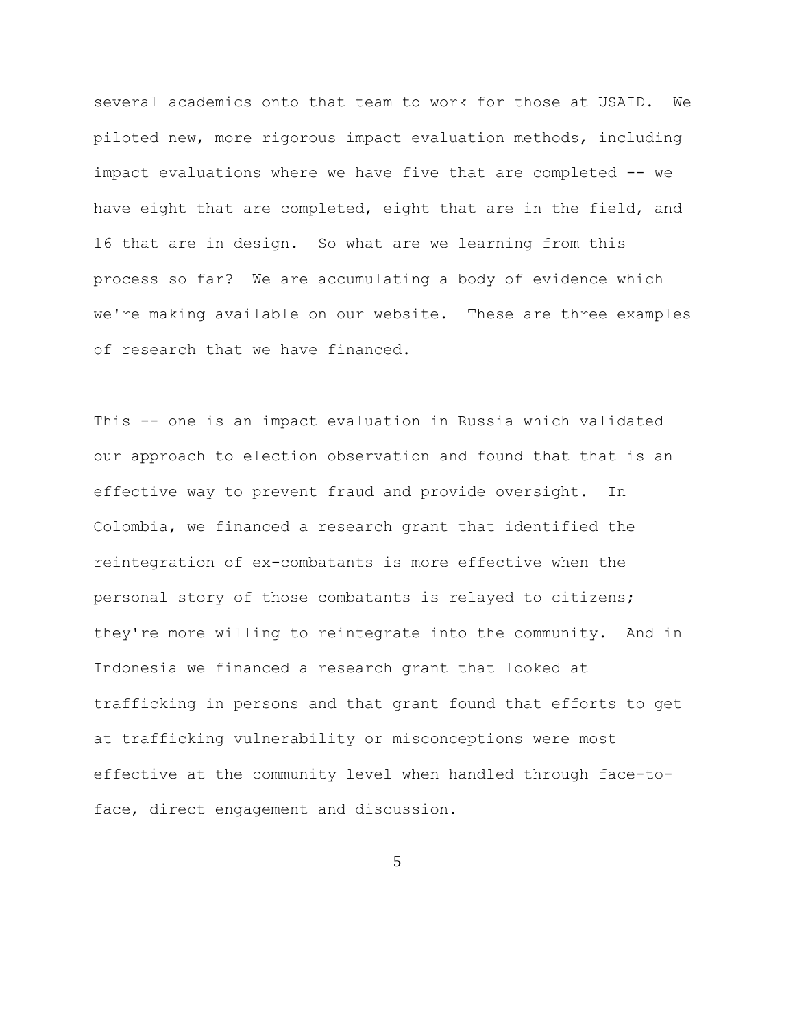several academics onto that team to work for those at USAID. We piloted new, more rigorous impact evaluation methods, including impact evaluations where we have five that are completed -- we have eight that are completed, eight that are in the field, and 16 that are in design. So what are we learning from this process so far? We are accumulating a body of evidence which we're making available on our website. These are three examples of research that we have financed.

This -- one is an impact evaluation in Russia which validated our approach to election observation and found that that is an effective way to prevent fraud and provide oversight. In Colombia, we financed a research grant that identified the reintegration of ex-combatants is more effective when the personal story of those combatants is relayed to citizens; they're more willing to reintegrate into the community. And in Indonesia we financed a research grant that looked at trafficking in persons and that grant found that efforts to get at trafficking vulnerability or misconceptions were most effective at the community level when handled through face-to-face, direct engagement and discussion.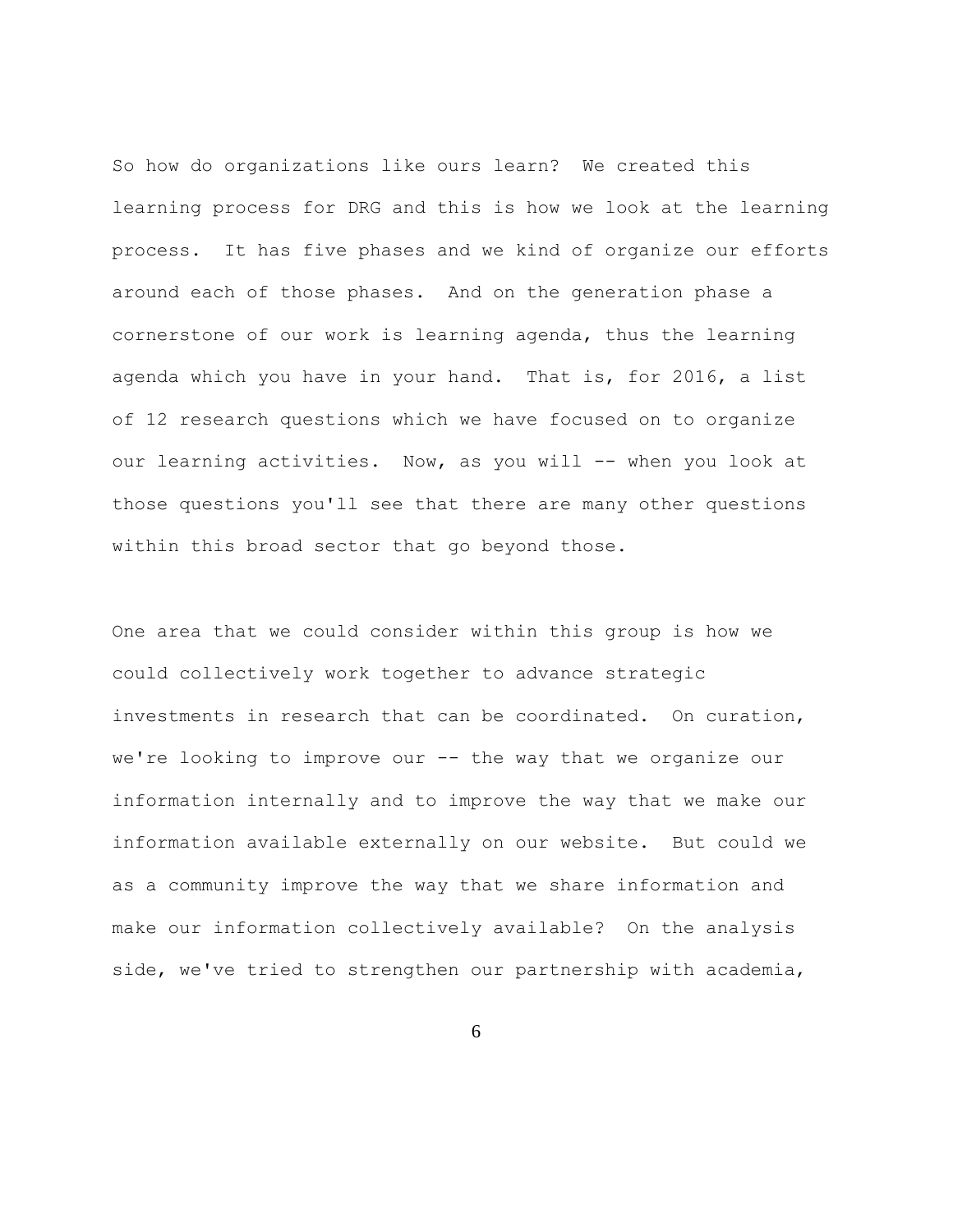So how do organizations like ours learn? We created this learning process for DRG and this is how we look at the learning process. It has five phases and we kind of organize our efforts around each of those phases. And on the generation phase a cornerstone of our work is learning agenda, thus the learning agenda which you have in your hand. That is, for 2016, a list of 12 research questions which we have focused on to organize our learning activities. Now, as you will -- when you look at those questions you'll see that there are many other questions within this broad sector that go beyond those.

One area that we could consider within this group is how we could collectively work together to advance strategic investments in research that can be coordinated. On curation, we're looking to improve our -- the way that we organize our information internally and to improve the way that we make our information available externally on our website. But could we as a community improve the way that we share information and make our information collectively available? On the analysis side, we've tried to strengthen our partnership with academia,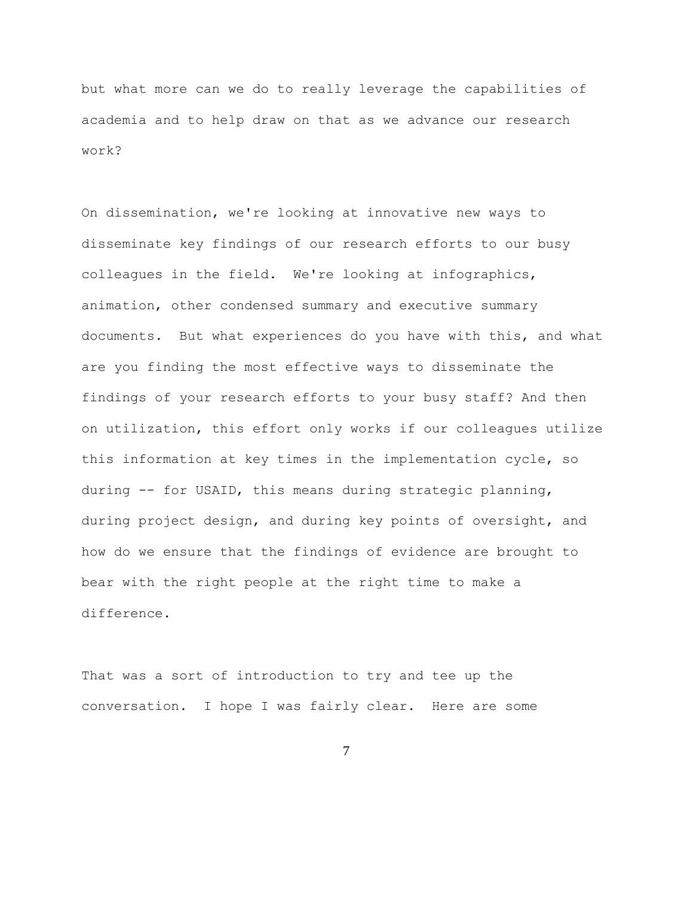but what more can we do to really leverage the capabilities of academia and to help draw on that as we advance our research work?

On dissemination, we're looking at innovative new ways to disseminate key findings of our research efforts to our busy colleagues in the field. We're looking at infographics, animation, other condensed summary and executive summary documents. But what experiences do you have with this, and what are you finding the most effective ways to disseminate the findings of your research efforts to your busy staff? And then on utilization, this effort only works if our colleagues utilize this information at key times in the implementation cycle, so during -- for USAID, this means during strategic planning, during project design, and during key points of oversight, and how do we ensure that the findings of evidence are brought to bear with the right people at the right time to make a difference.

That was a sort of introduction to try and tee up the conversation. I hope I was fairly clear. Here are some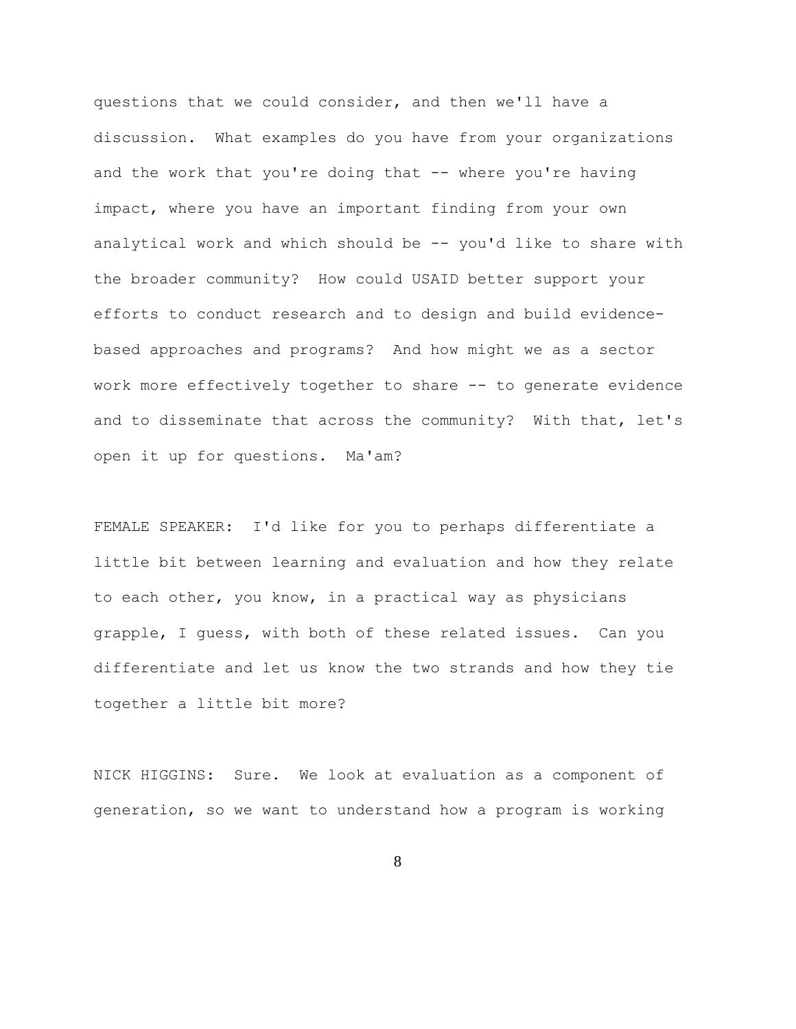questions that we could consider, and then we'll have a discussion. What examples do you have from your organizations and the work that you're doing that -- where you're having impact, where you have an important finding from your own analytical work and which should be -- you'd like to share with the broader community? How could USAID better support your efforts to conduct research and to design and build evidence-based approaches and programs? And how might we as a sector work more effectively together to share -- to generate evidence and to disseminate that across the community? With that, let's open it up for questions. Ma'am?

FEMALE SPEAKER: I'd like for you to perhaps differentiate a little bit between learning and evaluation and how they relate to each other, you know, in a practical way as physicians grapple, I guess, with both of these related issues. Can you differentiate and let us know the two strands and how they tie together a little bit more?

NICK HIGGINS: Sure. We look at evaluation as a component of generation, so we want to understand how a program is working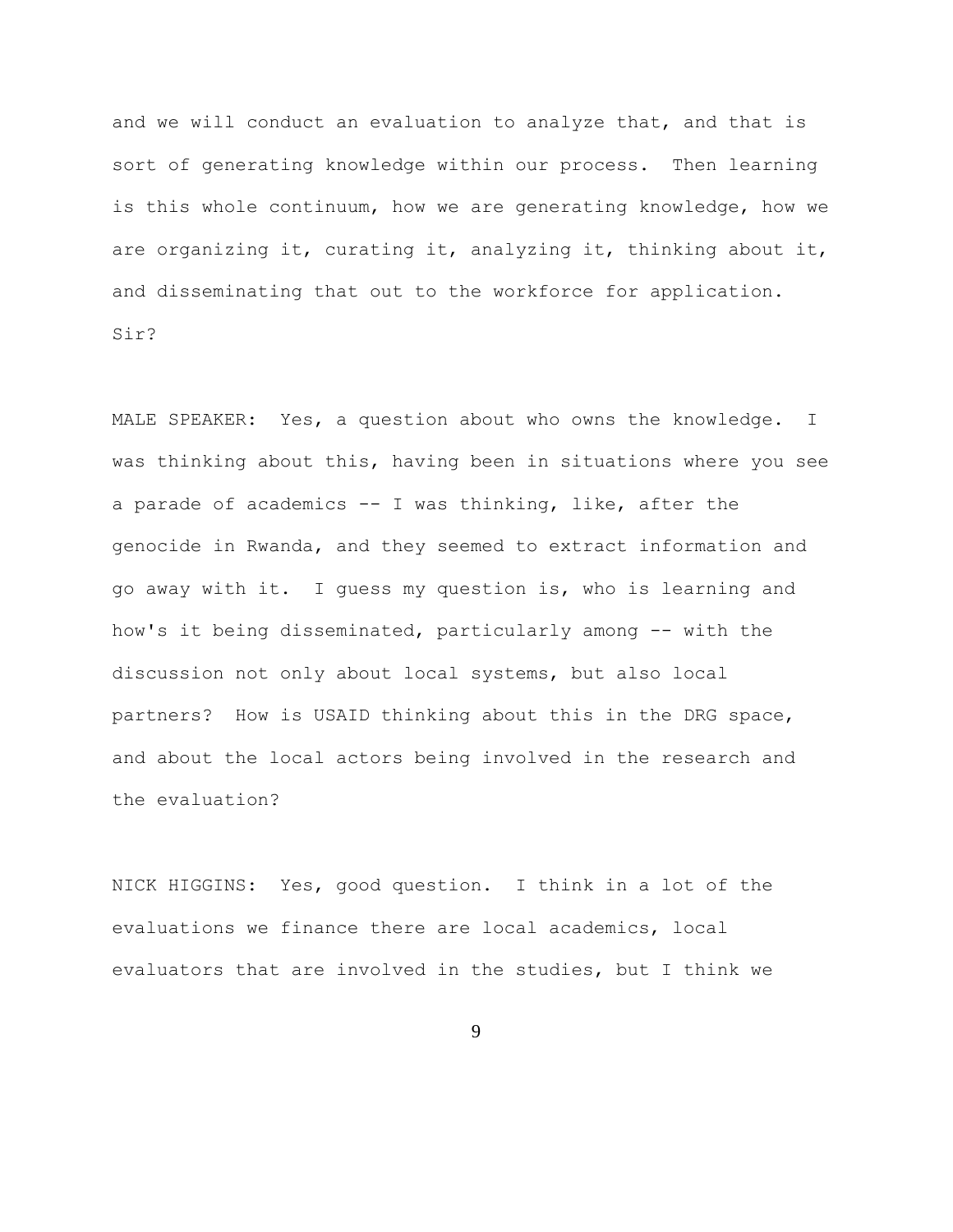and we will conduct an evaluation to analyze that, and that is sort of generating knowledge within our process. Then learning is this whole continuum, how we are generating knowledge, how we are organizing it, curating it, analyzing it, thinking about it, and disseminating that out to the workforce for application. Sir?

MALE SPEAKER: Yes, a question about who owns the knowledge. I was thinking about this, having been in situations where you see a parade of academics -- I was thinking, like, after the genocide in Rwanda, and they seemed to extract information and go away with it. I guess my question is, who is learning and how's it being disseminated, particularly among -- with the discussion not only about local systems, but also local partners? How is USAID thinking about this in the DRG space, and about the local actors being involved in the research and the evaluation?

NICK HIGGINS: Yes, good question. I think in a lot of the evaluations we finance there are local academics, local evaluators that are involved in the studies, but I think we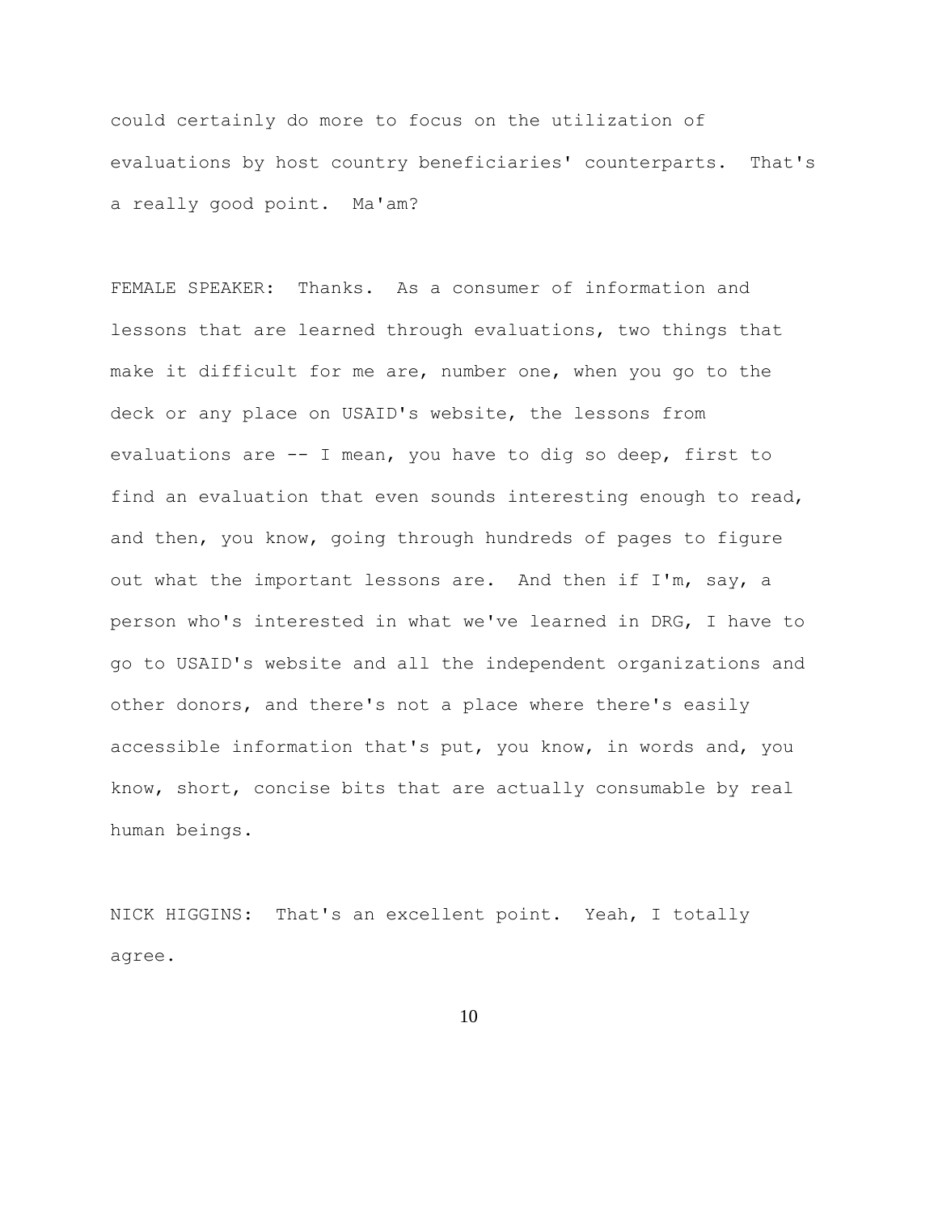could certainly do more to focus on the utilization of evaluations by host country beneficiaries' counterparts. That's a really good point. Ma'am?

FEMALE SPEAKER: Thanks. As a consumer of information and lessons that are learned through evaluations, two things that make it difficult for me are, number one, when you go to the deck or any place on USAID's website, the lessons from evaluations are -- I mean, you have to dig so deep, first to find an evaluation that even sounds interesting enough to read, and then, you know, going through hundreds of pages to figure out what the important lessons are. And then if I'm, say, a person who's interested in what we've learned in DRG, I have to go to USAID's website and all the independent organizations and other donors, and there's not a place where there's easily accessible information that's put, you know, in words and, you know, short, concise bits that are actually consumable by real human beings.

NICK HIGGINS: That's an excellent point. Yeah, I totally agree.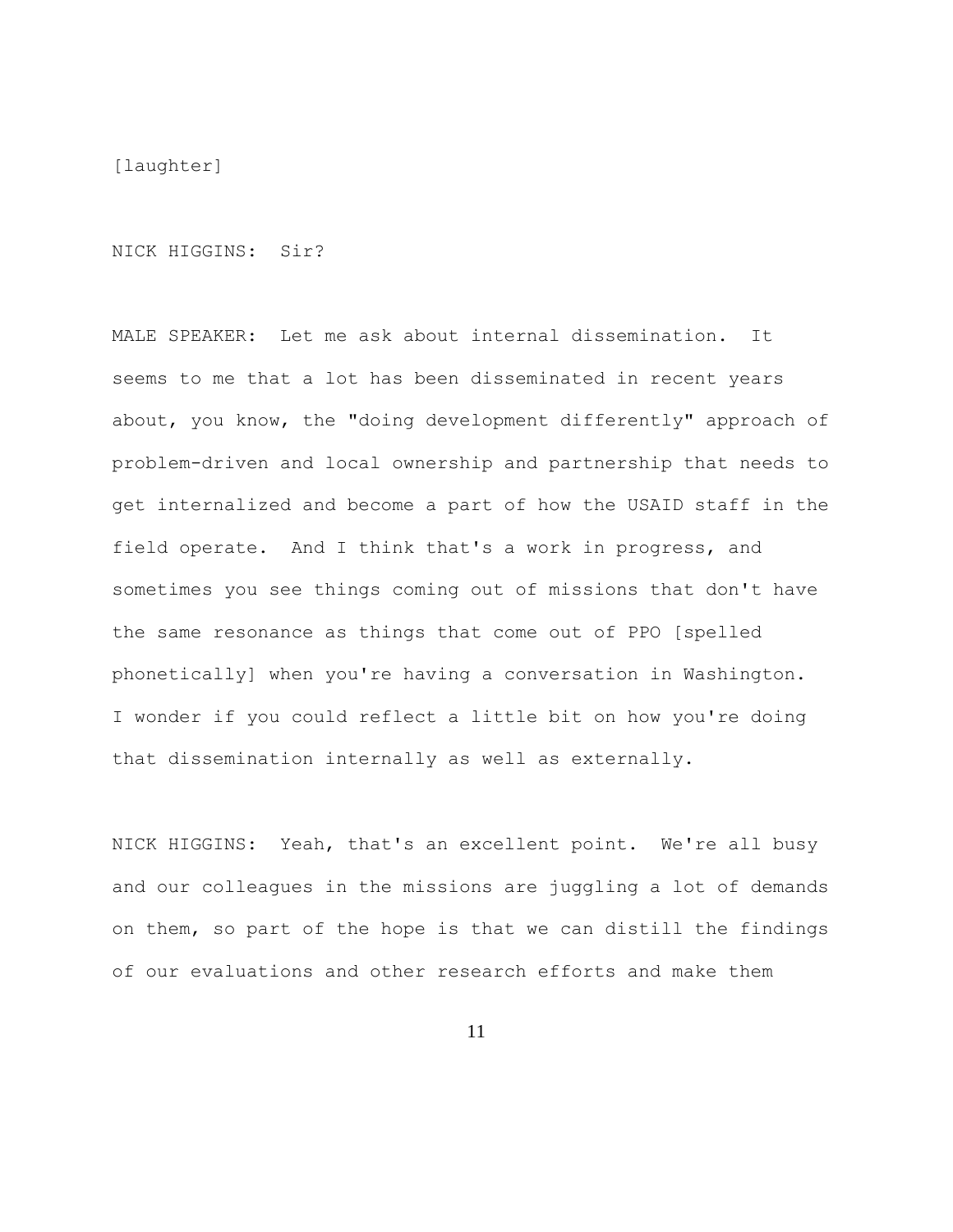[laughter]

NICK HIGGINS: Sir?

MALE SPEAKER: Let me ask about internal dissemination. It seems to me that a lot has been disseminated in recent years about, you know, the "doing development differently" approach of problem-driven and local ownership and partnership that needs to get internalized and become a part of how the USAID staff in the field operate. And I think that's a work in progress, and sometimes you see things coming out of missions that don't have the same resonance as things that come out of PPO [spelled phonetically] when you're having a conversation in Washington. I wonder if you could reflect a little bit on how you're doing that dissemination internally as well as externally.

NICK HIGGINS: Yeah, that's an excellent point. We're all busy and our colleagues in the missions are juggling a lot of demands on them, so part of the hope is that we can distill the findings of our evaluations and other research efforts and make them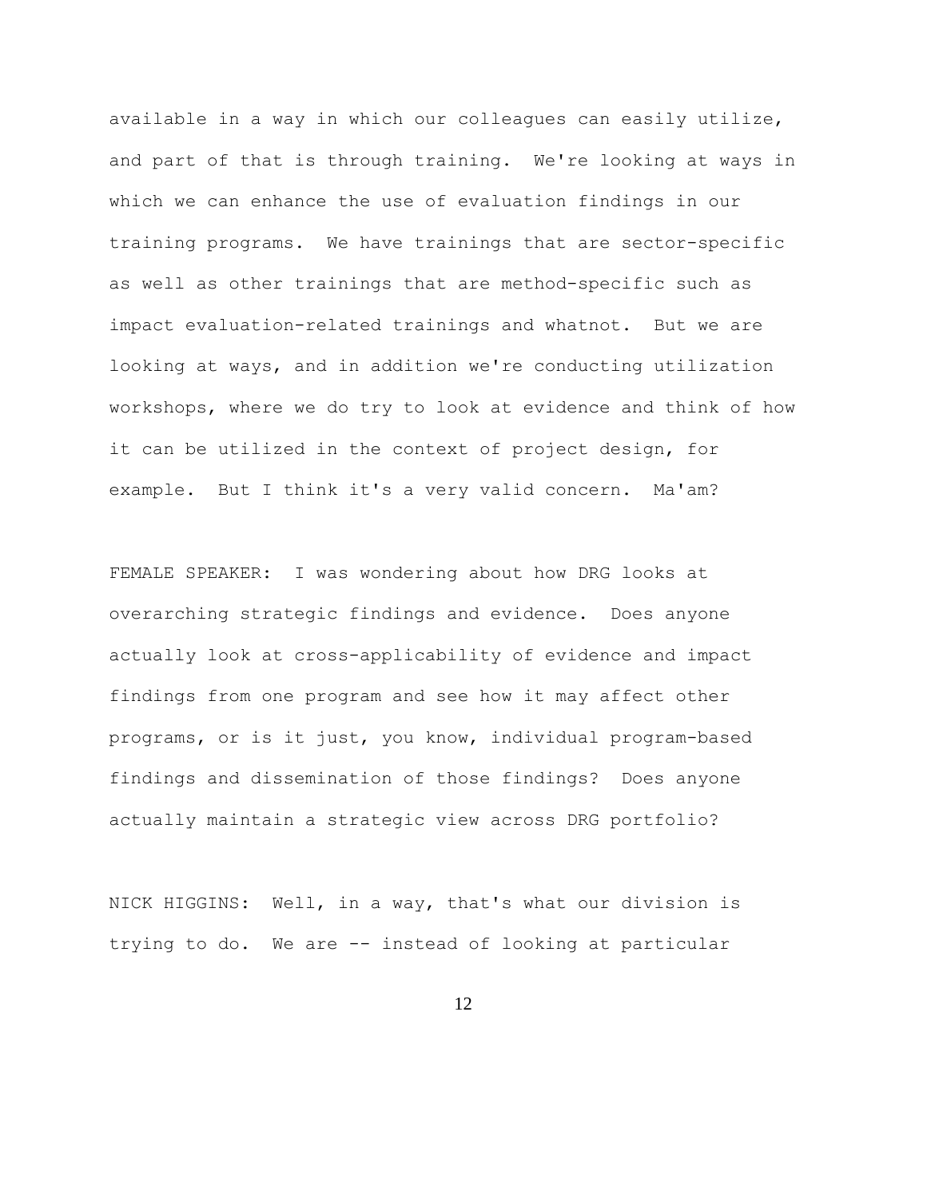available in a way in which our colleagues can easily utilize, and part of that is through training. We're looking at ways in which we can enhance the use of evaluation findings in our training programs. We have trainings that are sector-specific as well as other trainings that are method-specific such as impact evaluation-related trainings and whatnot. But we are looking at ways, and in addition we're conducting utilization workshops, where we do try to look at evidence and think of how it can be utilized in the context of project design, for example. But I think it's a very valid concern. Ma'am?

FEMALE SPEAKER: I was wondering about how DRG looks at overarching strategic findings and evidence. Does anyone actually look at cross-applicability of evidence and impact findings from one program and see how it may affect other programs, or is it just, you know, individual program-based findings and dissemination of those findings? Does anyone actually maintain a strategic view across DRG portfolio?

NICK HIGGINS: Well, in a way, that's what our division is trying to do. We are -- instead of looking at particular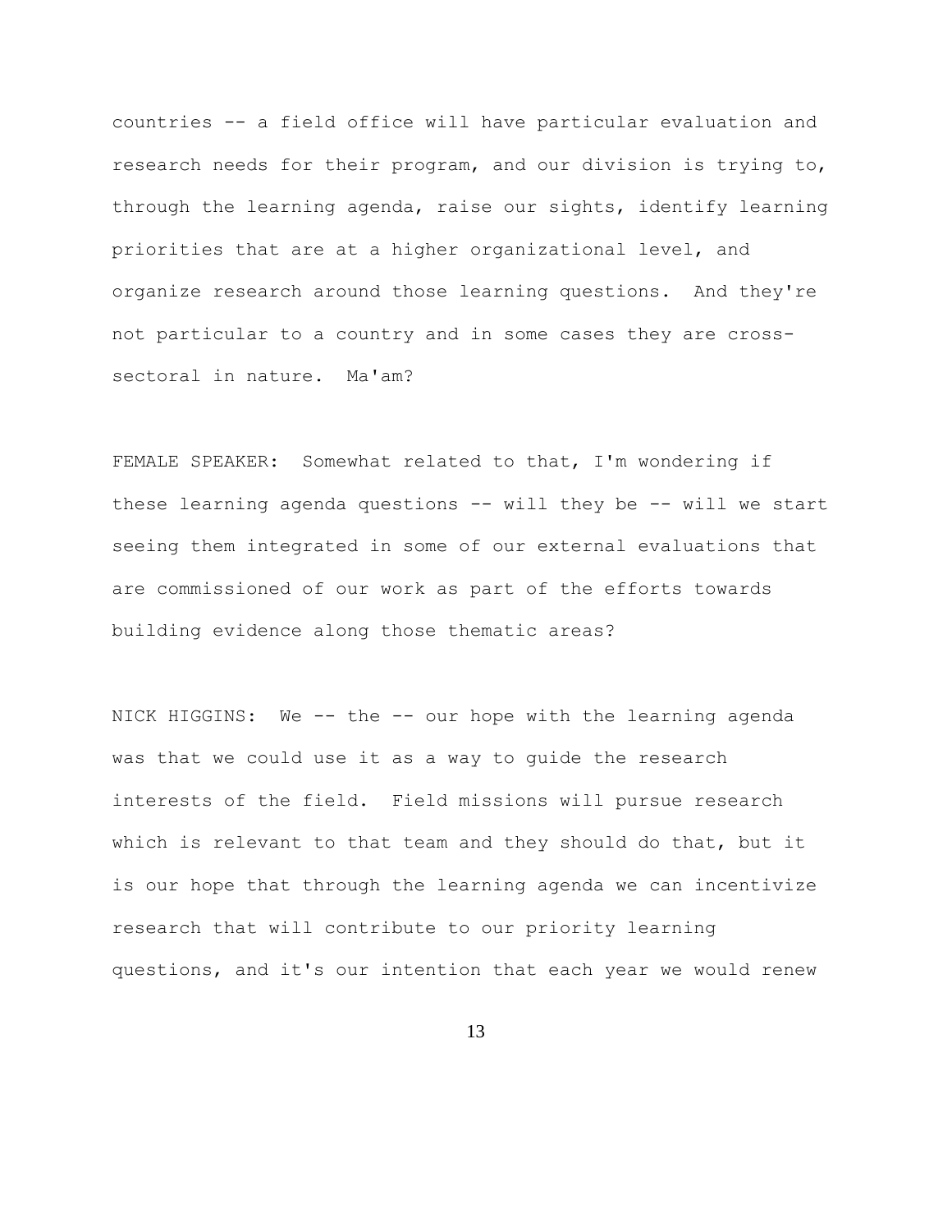countries -- a field office will have particular evaluation and research needs for their program, and our division is trying to, through the learning agenda, raise our sights, identify learning priorities that are at a higher organizational level, and organize research around those learning questions. And they're not particular to a country and in some cases they are cross-sectoral in nature. Ma'am?

FEMALE SPEAKER: Somewhat related to that, I'm wondering if these learning agenda questions -- will they be -- will we start seeing them integrated in some of our external evaluations that are commissioned of our work as part of the efforts towards building evidence along those thematic areas?

NICK HIGGINS: We -- the -- our hope with the learning agenda was that we could use it as a way to guide the research interests of the field. Field missions will pursue research which is relevant to that team and they should do that, but it is our hope that through the learning agenda we can incentivize research that will contribute to our priority learning questions, and it's our intention that each year we would renew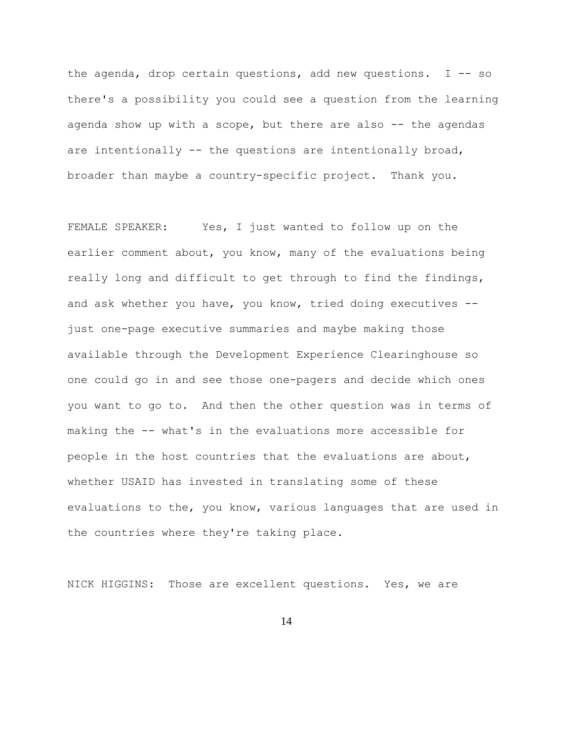the agenda, drop certain questions, add new questions. I -- so there's a possibility you could see a question from the learning agenda show up with a scope, but there are also -- the agendas are intentionally -- the questions are intentionally broad, broader than maybe a country-specific project. Thank you.

FEMALE SPEAKER: Yes, I just wanted to follow up on the earlier comment about, you know, many of the evaluations being really long and difficult to get through to find the findings, and ask whether you have, you know, tried doing executives -- just one-page executive summaries and maybe making those available through the Development Experience Clearinghouse so one could go in and see those one-pagers and decide which ones you want to go to. And then the other question was in terms of making the -- what's in the evaluations more accessible for people in the host countries that the evaluations are about, whether USAID has invested in translating some of these evaluations to the, you know, various languages that are used in the countries where they're taking place.

NICK HIGGINS: Those are excellent questions. Yes, we are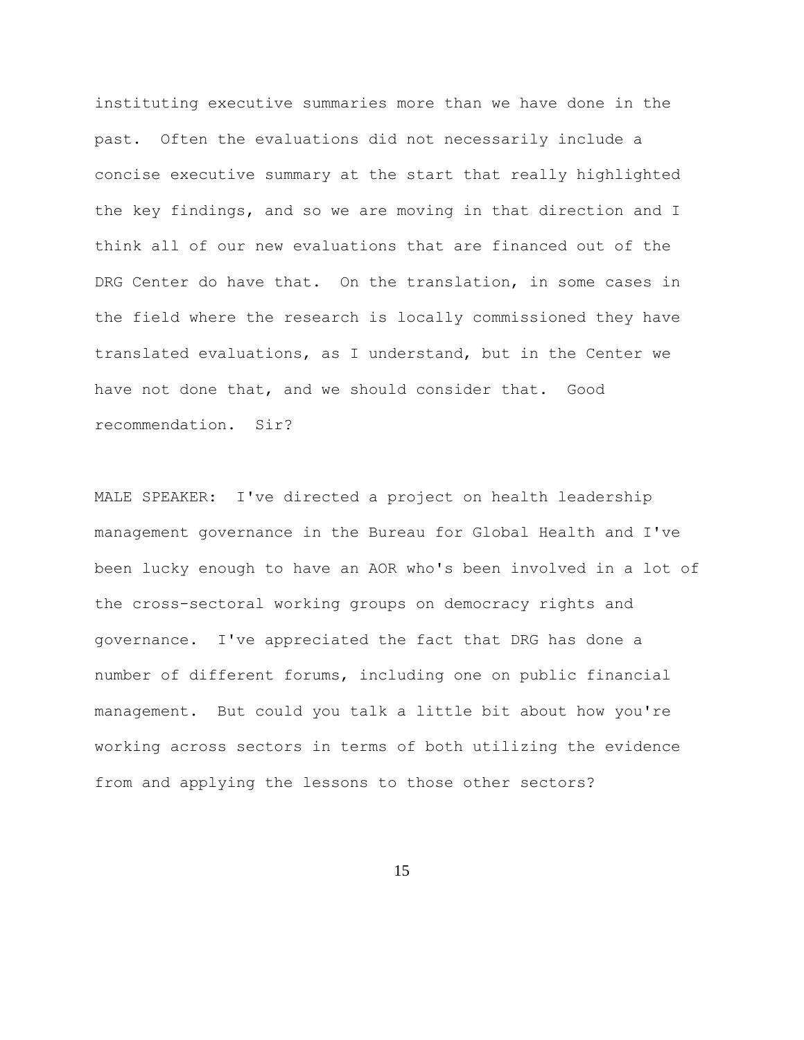instituting executive summaries more than we have done in the past. Often the evaluations did not necessarily include a concise executive summary at the start that really highlighted the key findings, and so we are moving in that direction and I think all of our new evaluations that are financed out of the DRG Center do have that. On the translation, in some cases in the field where the research is locally commissioned they have translated evaluations, as I understand, but in the Center we have not done that, and we should consider that. Good recommendation. Sir?

MALE SPEAKER: I've directed a project on health leadership management governance in the Bureau for Global Health and I've been lucky enough to have an AOR who's been involved in a lot of the cross-sectoral working groups on democracy rights and governance. I've appreciated the fact that DRG has done a number of different forums, including one on public financial management. But could you talk a little bit about how you're working across sectors in terms of both utilizing the evidence from and applying the lessons to those other sectors?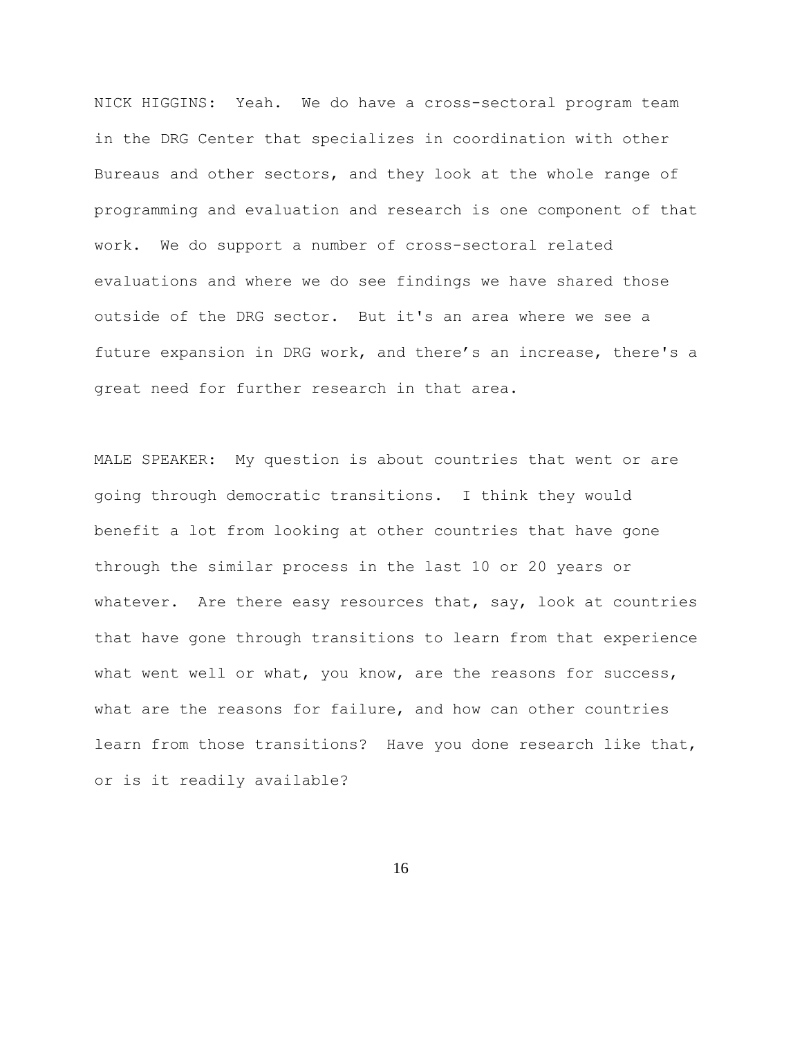NICK HIGGINS: Yeah. We do have a cross-sectoral program team in the DRG Center that specializes in coordination with other Bureaus and other sectors, and they look at the whole range of programming and evaluation and research is one component of that work. We do support a number of cross-sectoral related evaluations and where we do see findings we have shared those outside of the DRG sector. But it's an area where we see a future expansion in DRG work, and there’s an increase, there's a great need for further research in that area.

MALE SPEAKER: My question is about countries that went or are going through democratic transitions. I think they would benefit a lot from looking at other countries that have gone through the similar process in the last 10 or 20 years or whatever. Are there easy resources that, say, look at countries that have gone through transitions to learn from that experience what went well or what, you know, are the reasons for success, what are the reasons for failure, and how can other countries learn from those transitions? Have you done research like that, or is it readily available?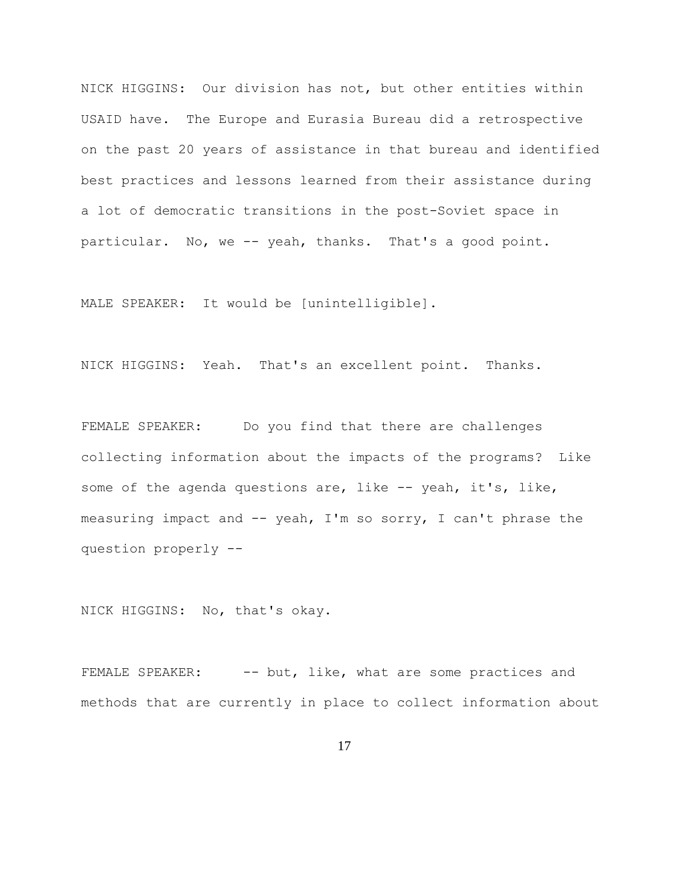NICK HIGGINS: Our division has not, but other entities within USAID have. The Europe and Eurasia Bureau did a retrospective on the past 20 years of assistance in that bureau and identified best practices and lessons learned from their assistance during a lot of democratic transitions in the post-Soviet space in particular. No, we -- yeah, thanks. That's a good point.

MALE SPEAKER: It would be [unintelligible].

NICK HIGGINS: Yeah. That's an excellent point. Thanks.

FEMALE SPEAKER: Do you find that there are challenges collecting information about the impacts of the programs? Like some of the agenda questions are, like -- yeah, it's, like, measuring impact and -- yeah, I'm so sorry, I can't phrase the question properly --

NICK HIGGINS: No, that's okay.

FEMALE SPEAKER: -- but, like, what are some practices and methods that are currently in place to collect information about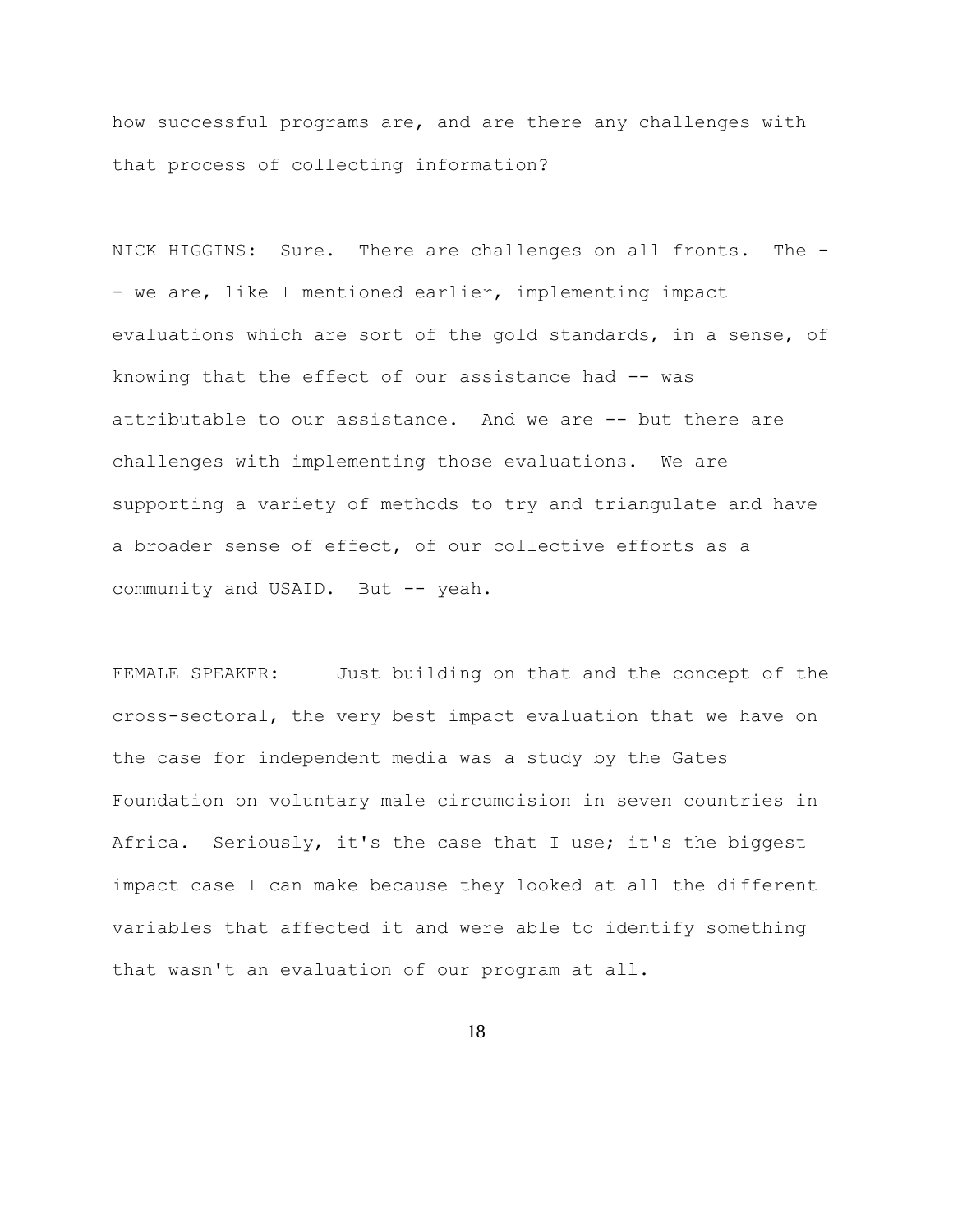how successful programs are, and are there any challenges with that process of collecting information?

NICK HIGGINS: Sure. There are challenges on all fronts. The -- we are, like I mentioned earlier, implementing impact evaluations which are sort of the gold standards, in a sense, of knowing that the effect of our assistance had -- was attributable to our assistance. And we are -- but there are challenges with implementing those evaluations. We are supporting a variety of methods to try and triangulate and have a broader sense of effect, of our collective efforts as a community and USAID. But -- yeah.

FEMALE SPEAKER: Just building on that and the concept of the cross-sectoral, the very best impact evaluation that we have on the case for independent media was a study by the Gates Foundation on voluntary male circumcision in seven countries in Africa. Seriously, it's the case that I use; it's the biggest impact case I can make because they looked at all the different variables that affected it and were able to identify something that wasn't an evaluation of our program at all.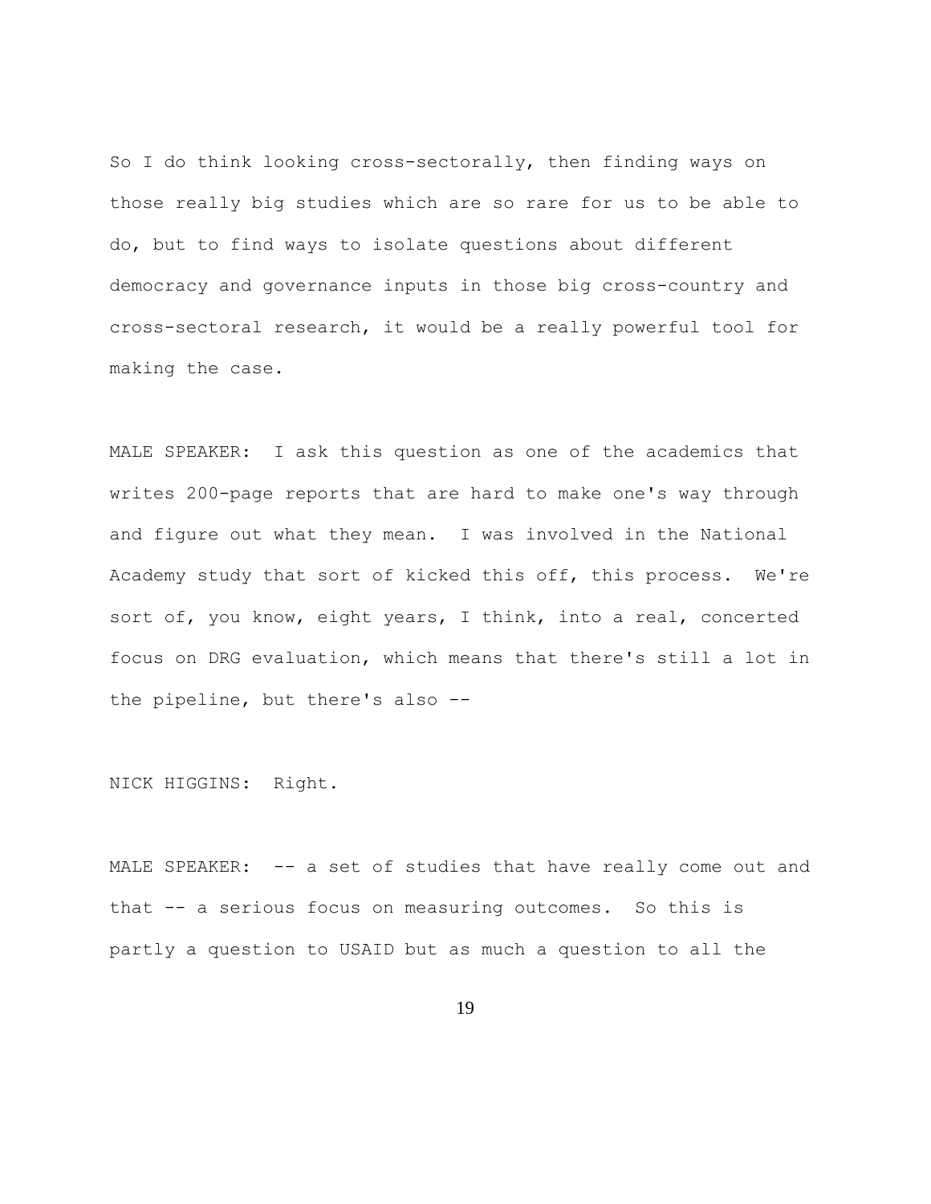So I do think looking cross-sectorally, then finding ways on those really big studies which are so rare for us to be able to do, but to find ways to isolate questions about different democracy and governance inputs in those big cross-country and cross-sectoral research, it would be a really powerful tool for making the case.

MALE SPEAKER: I ask this question as one of the academics that writes 200-page reports that are hard to make one's way through and figure out what they mean. I was involved in the National Academy study that sort of kicked this off, this process. We're sort of, you know, eight years, I think, into a real, concerted focus on DRG evaluation, which means that there's still a lot in the pipeline, but there's also --

NICK HIGGINS: Right.

MALE SPEAKER: -- a set of studies that have really come out and that -- a serious focus on measuring outcomes. So this is partly a question to USAID but as much a question to all the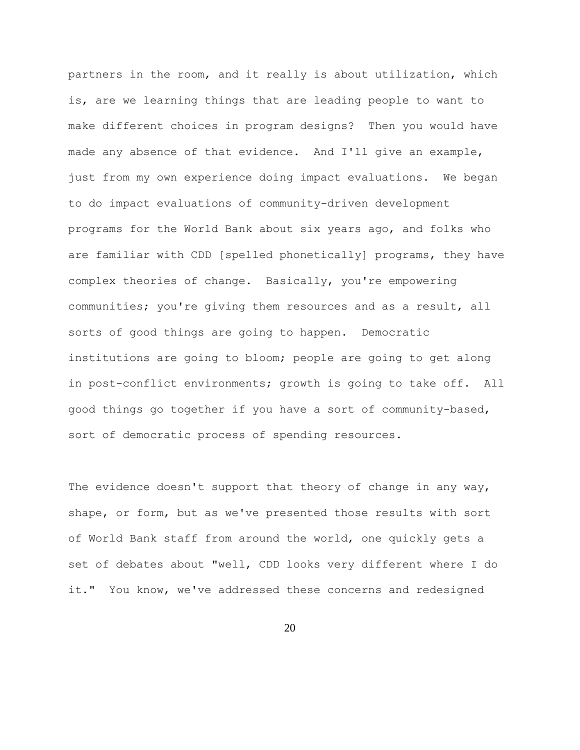partners in the room, and it really is about utilization, which is, are we learning things that are leading people to want to make different choices in program designs? Then you would have made any absence of that evidence. And I'll give an example, just from my own experience doing impact evaluations. We began to do impact evaluations of community-driven development programs for the World Bank about six years ago, and folks who are familiar with CDD [spelled phonetically] programs, they have complex theories of change. Basically, you're empowering communities; you're giving them resources and as a result, all sorts of good things are going to happen. Democratic institutions are going to bloom; people are going to get along in post-conflict environments; growth is going to take off. All good things go together if you have a sort of community-based, sort of democratic process of spending resources.

The evidence doesn't support that theory of change in any way, shape, or form, but as we've presented those results with sort of World Bank staff from around the world, one quickly gets a set of debates about "well, CDD looks very different where I do it." You know, we've addressed these concerns and redesigned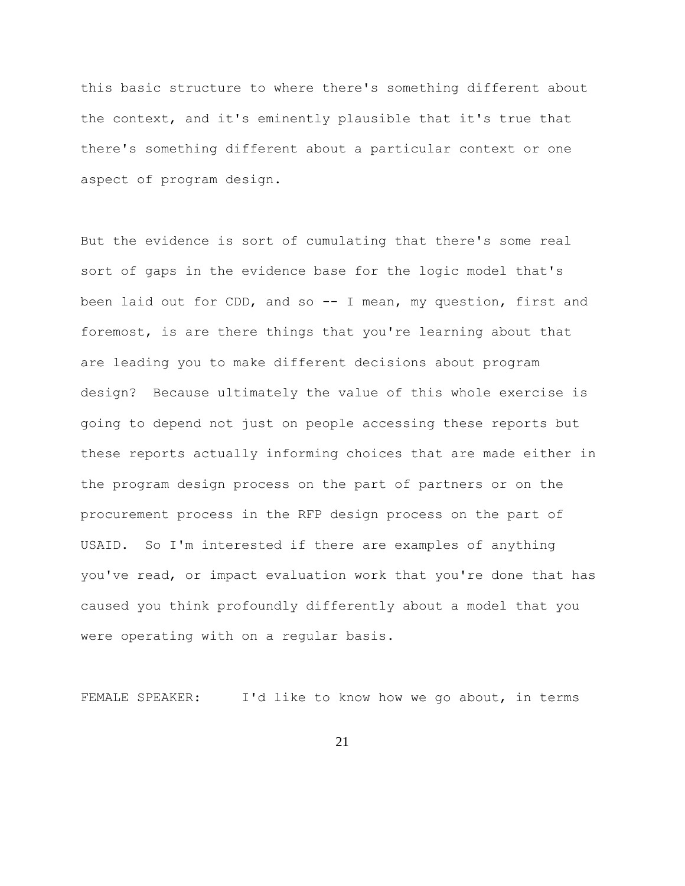this basic structure to where there's something different about the context, and it's eminently plausible that it's true that there's something different about a particular context or one aspect of program design.

But the evidence is sort of cumulating that there's some real sort of gaps in the evidence base for the logic model that's been laid out for CDD, and so -- I mean, my question, first and foremost, is are there things that you're learning about that are leading you to make different decisions about program design? Because ultimately the value of this whole exercise is going to depend not just on people accessing these reports but these reports actually informing choices that are made either in the program design process on the part of partners or on the procurement process in the RFP design process on the part of USAID. So I'm interested if there are examples of anything you've read, or impact evaluation work that you're done that has caused you think profoundly differently about a model that you were operating with on a regular basis.

FEMALE SPEAKER: I'd like to know how we go about, in terms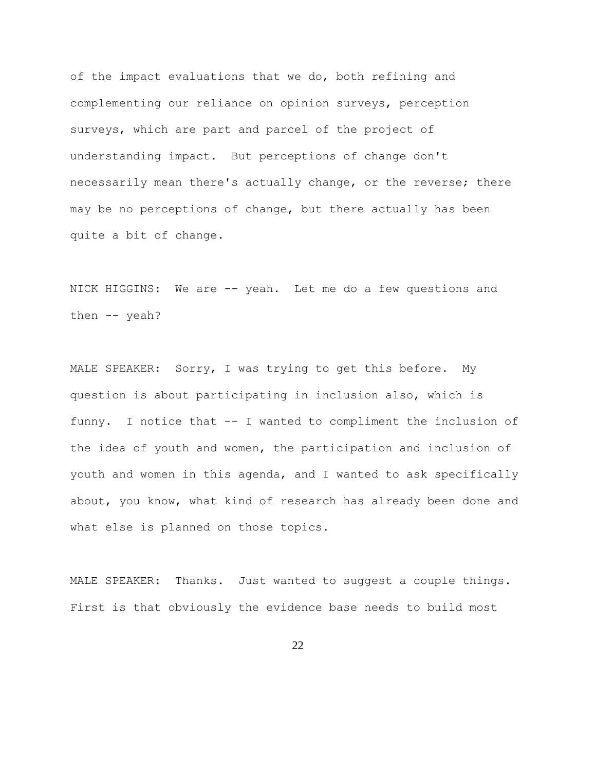of the impact evaluations that we do, both refining and complementing our reliance on opinion surveys, perception surveys, which are part and parcel of the project of understanding impact. But perceptions of change don't necessarily mean there's actually change, or the reverse; there may be no perceptions of change, but there actually has been quite a bit of change.

NICK HIGGINS: We are -- yeah. Let me do a few questions and then -- yeah?

MALE SPEAKER: Sorry, I was trying to get this before. My question is about participating in inclusion also, which is funny. I notice that -- I wanted to compliment the inclusion of the idea of youth and women, the participation and inclusion of youth and women in this agenda, and I wanted to ask specifically about, you know, what kind of research has already been done and what else is planned on those topics.

MALE SPEAKER: Thanks. Just wanted to suggest a couple things. First is that obviously the evidence base needs to build most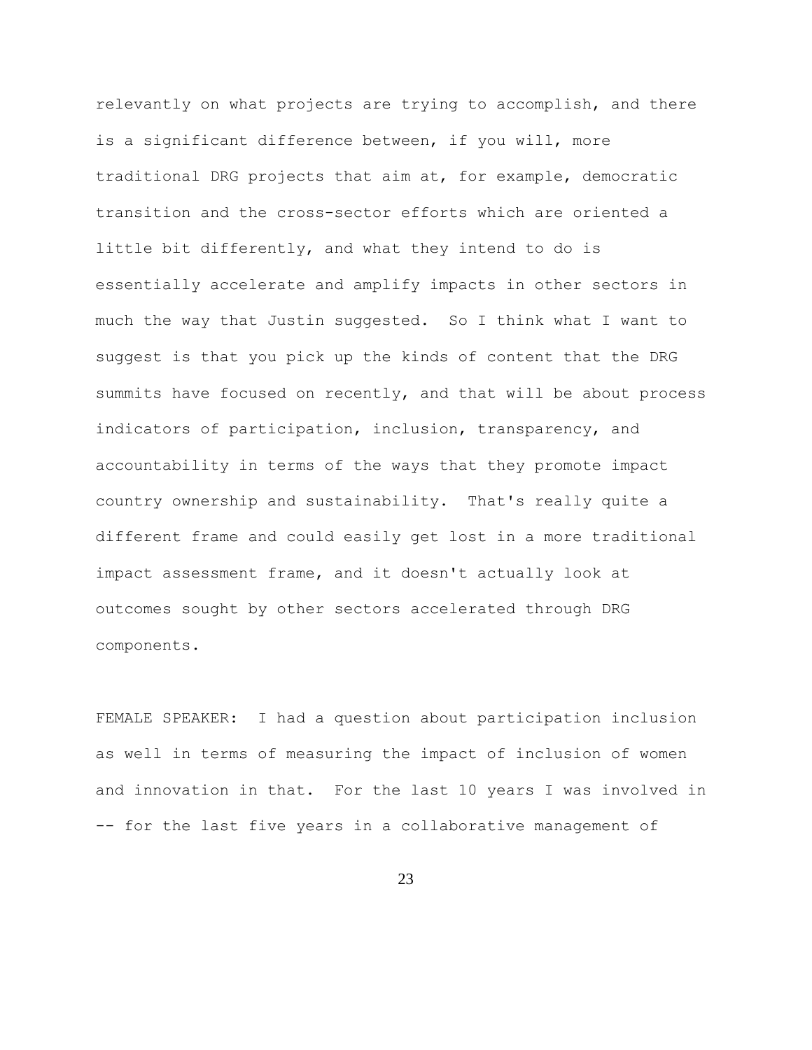relevantly on what projects are trying to accomplish, and there is a significant difference between, if you will, more traditional DRG projects that aim at, for example, democratic transition and the cross-sector efforts which are oriented a little bit differently, and what they intend to do is essentially accelerate and amplify impacts in other sectors in much the way that Justin suggested. So I think what I want to suggest is that you pick up the kinds of content that the DRG summits have focused on recently, and that will be about process indicators of participation, inclusion, transparency, and accountability in terms of the ways that they promote impact country ownership and sustainability. That's really quite a different frame and could easily get lost in a more traditional impact assessment frame, and it doesn't actually look at outcomes sought by other sectors accelerated through DRG components.

FEMALE SPEAKER: I had a question about participation inclusion as well in terms of measuring the impact of inclusion of women and innovation in that. For the last 10 years I was involved in -- for the last five years in a collaborative management of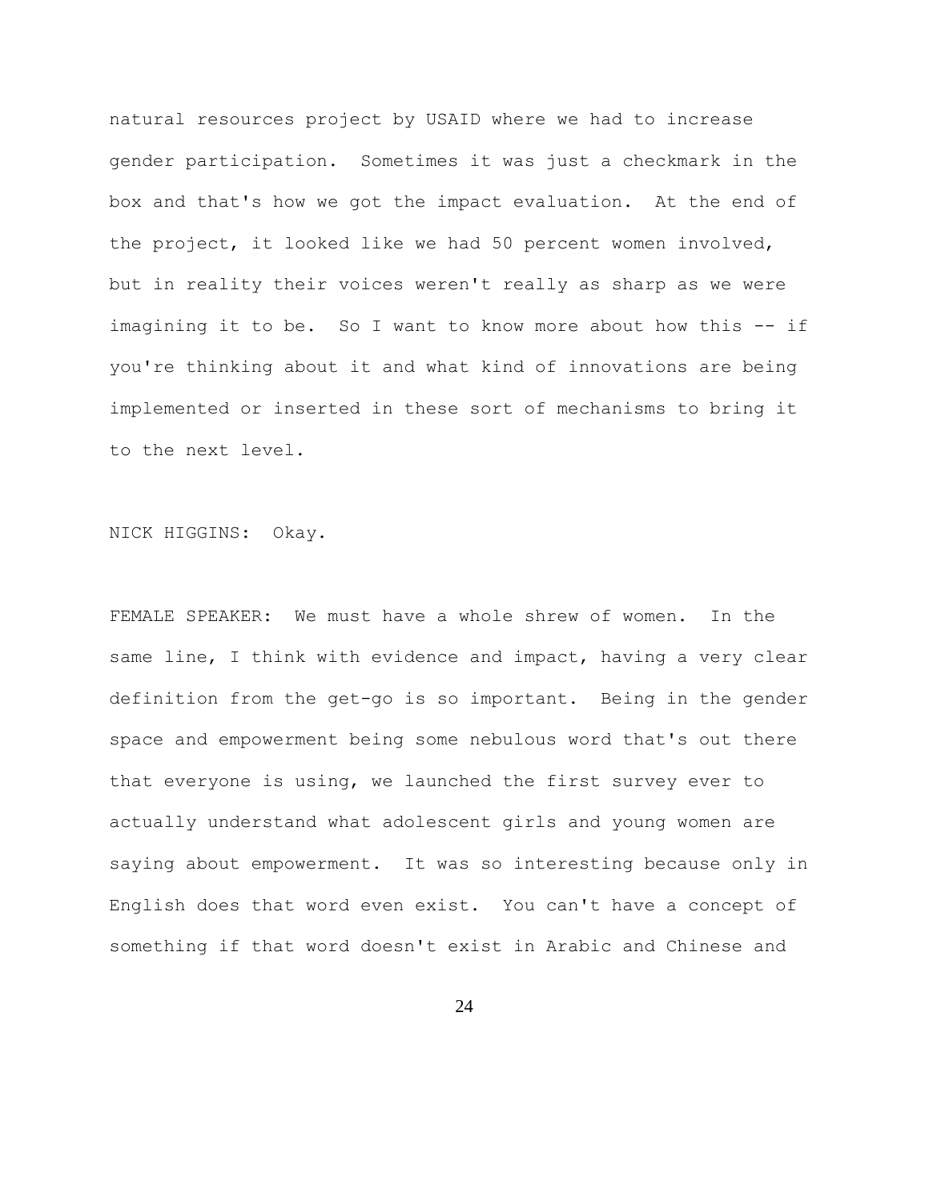natural resources project by USAID where we had to increase gender participation. Sometimes it was just a checkmark in the box and that's how we got the impact evaluation. At the end of the project, it looked like we had 50 percent women involved, but in reality their voices weren't really as sharp as we were imagining it to be. So I want to know more about how this -- if you're thinking about it and what kind of innovations are being implemented or inserted in these sort of mechanisms to bring it to the next level.

NICK HIGGINS: Okay.

FEMALE SPEAKER: We must have a whole shrew of women. In the same line, I think with evidence and impact, having a very clear definition from the get-go is so important. Being in the gender space and empowerment being some nebulous word that's out there that everyone is using, we launched the first survey ever to actually understand what adolescent girls and young women are saying about empowerment. It was so interesting because only in English does that word even exist. You can't have a concept of something if that word doesn't exist in Arabic and Chinese and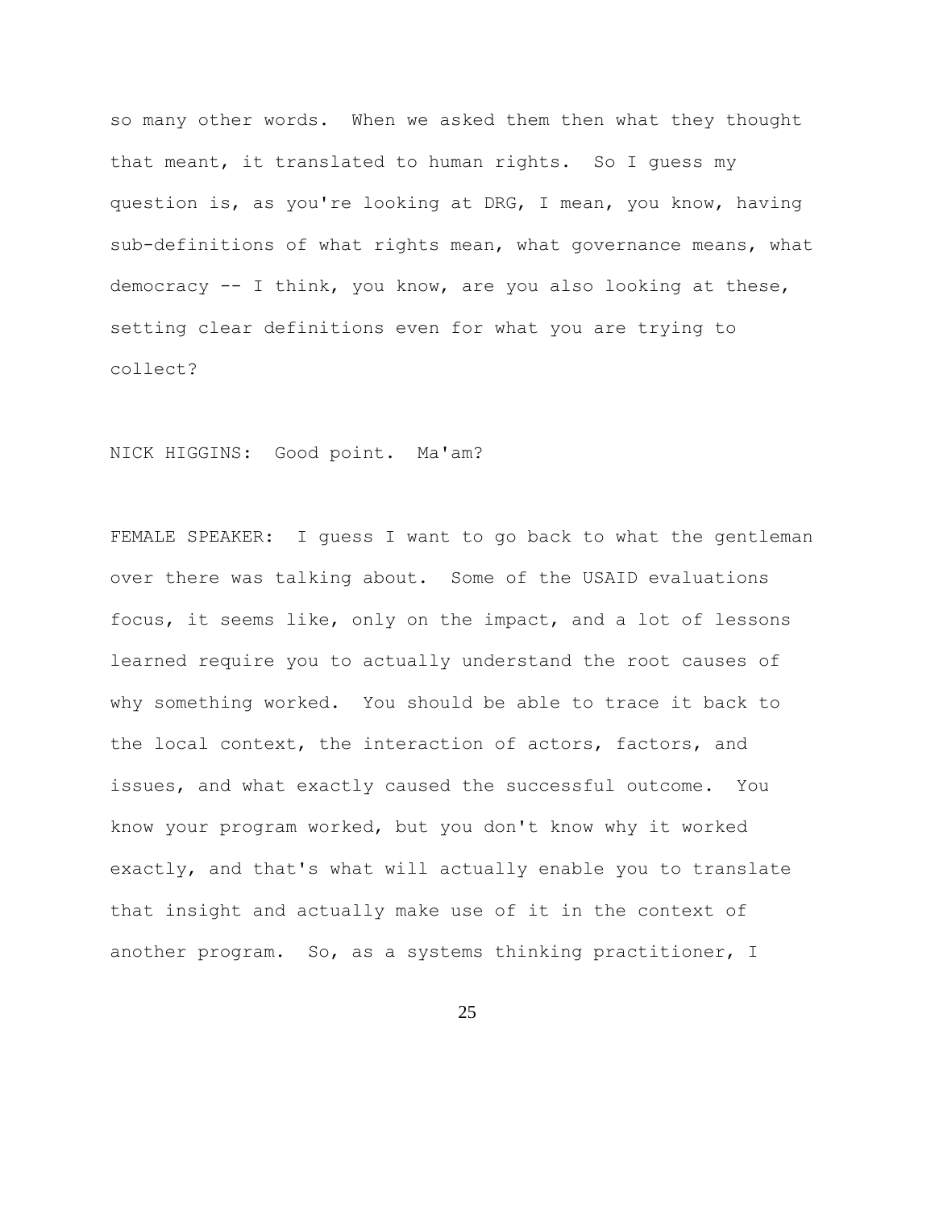so many other words. When we asked them then what they thought that meant, it translated to human rights. So I guess my question is, as you're looking at DRG, I mean, you know, having sub-definitions of what rights mean, what governance means, what democracy -- I think, you know, are you also looking at these, setting clear definitions even for what you are trying to collect?

NICK HIGGINS: Good point. Ma'am?

FEMALE SPEAKER: I guess I want to go back to what the gentleman over there was talking about. Some of the USAID evaluations focus, it seems like, only on the impact, and a lot of lessons learned require you to actually understand the root causes of why something worked. You should be able to trace it back to the local context, the interaction of actors, factors, and issues, and what exactly caused the successful outcome. You know your program worked, but you don't know why it worked exactly, and that's what will actually enable you to translate that insight and actually make use of it in the context of another program. So, as a systems thinking practitioner, I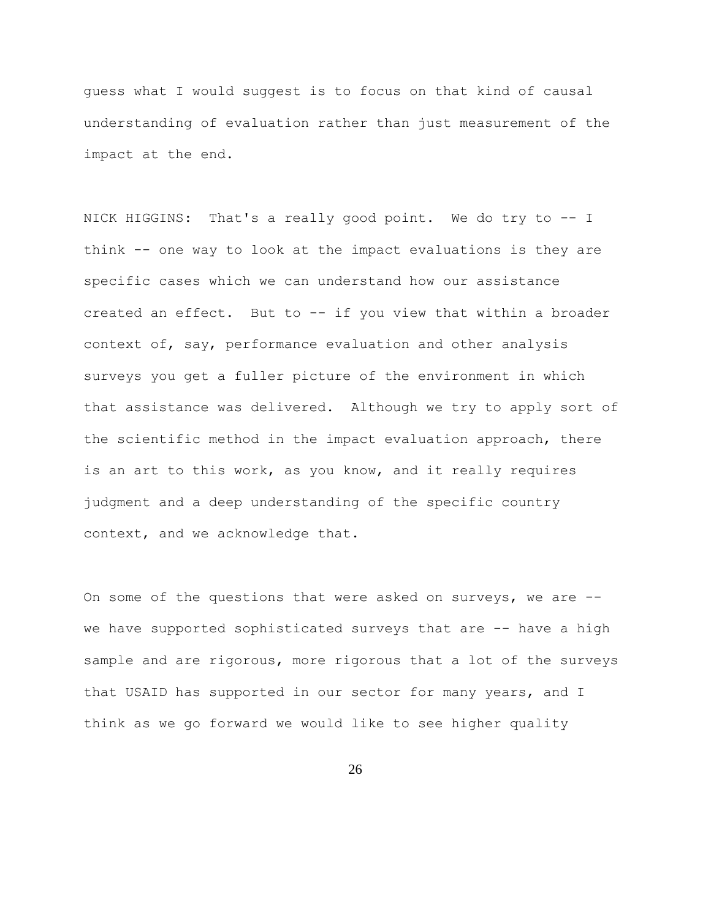guess what I would suggest is to focus on that kind of causal understanding of evaluation rather than just measurement of the impact at the end.

NICK HIGGINS: That's a really good point. We do try to -- I think -- one way to look at the impact evaluations is they are specific cases which we can understand how our assistance created an effect. But to -- if you view that within a broader context of, say, performance evaluation and other analysis surveys you get a fuller picture of the environment in which that assistance was delivered. Although we try to apply sort of the scientific method in the impact evaluation approach, there is an art to this work, as you know, and it really requires judgment and a deep understanding of the specific country context, and we acknowledge that.

On some of the questions that were asked on surveys, we are -- we have supported sophisticated surveys that are -- have a high sample and are rigorous, more rigorous that a lot of the surveys that USAID has supported in our sector for many years, and I think as we go forward we would like to see higher quality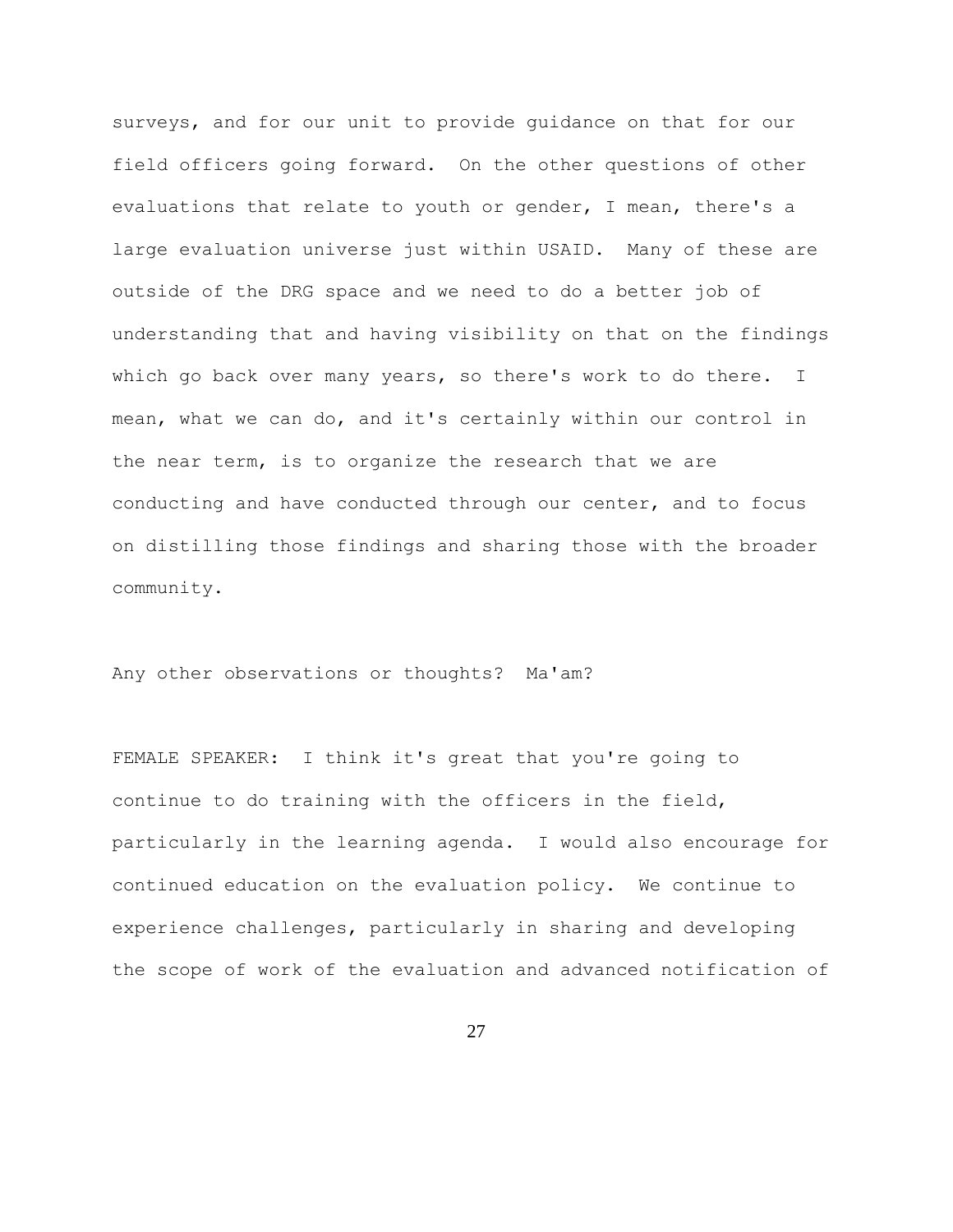surveys, and for our unit to provide guidance on that for our field officers going forward. On the other questions of other evaluations that relate to youth or gender, I mean, there's a large evaluation universe just within USAID. Many of these are outside of the DRG space and we need to do a better job of understanding that and having visibility on that on the findings which go back over many years, so there's work to do there. I mean, what we can do, and it's certainly within our control in the near term, is to organize the research that we are conducting and have conducted through our center, and to focus on distilling those findings and sharing those with the broader community.

Any other observations or thoughts? Ma'am?

FEMALE SPEAKER: I think it's great that you're going to continue to do training with the officers in the field, particularly in the learning agenda. I would also encourage for continued education on the evaluation policy. We continue to experience challenges, particularly in sharing and developing the scope of work of the evaluation and advanced notification of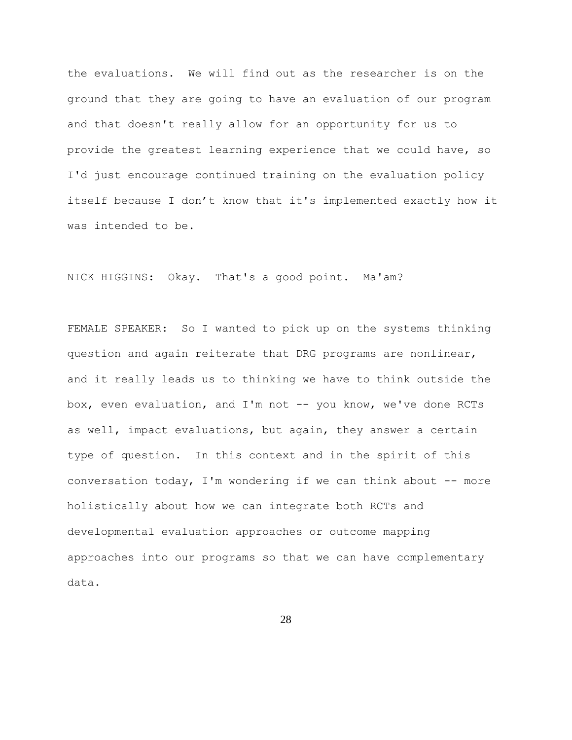the evaluations. We will find out as the researcher is on the ground that they are going to have an evaluation of our program and that doesn't really allow for an opportunity for us to provide the greatest learning experience that we could have, so I'd just encourage continued training on the evaluation policy itself because I don't know that it's implemented exactly how it was intended to be.

NICK HIGGINS: Okay. That's a good point. Ma'am?

FEMALE SPEAKER: So I wanted to pick up on the systems thinking question and again reiterate that DRG programs are nonlinear, and it really leads us to thinking we have to think outside the box, even evaluation, and I'm not -- you know, we've done RCTs as well, impact evaluations, but again, they answer a certain type of question. In this context and in the spirit of this conversation today, I'm wondering if we can think about -- more holistically about how we can integrate both RCTs and developmental evaluation approaches or outcome mapping approaches into our programs so that we can have complementary data.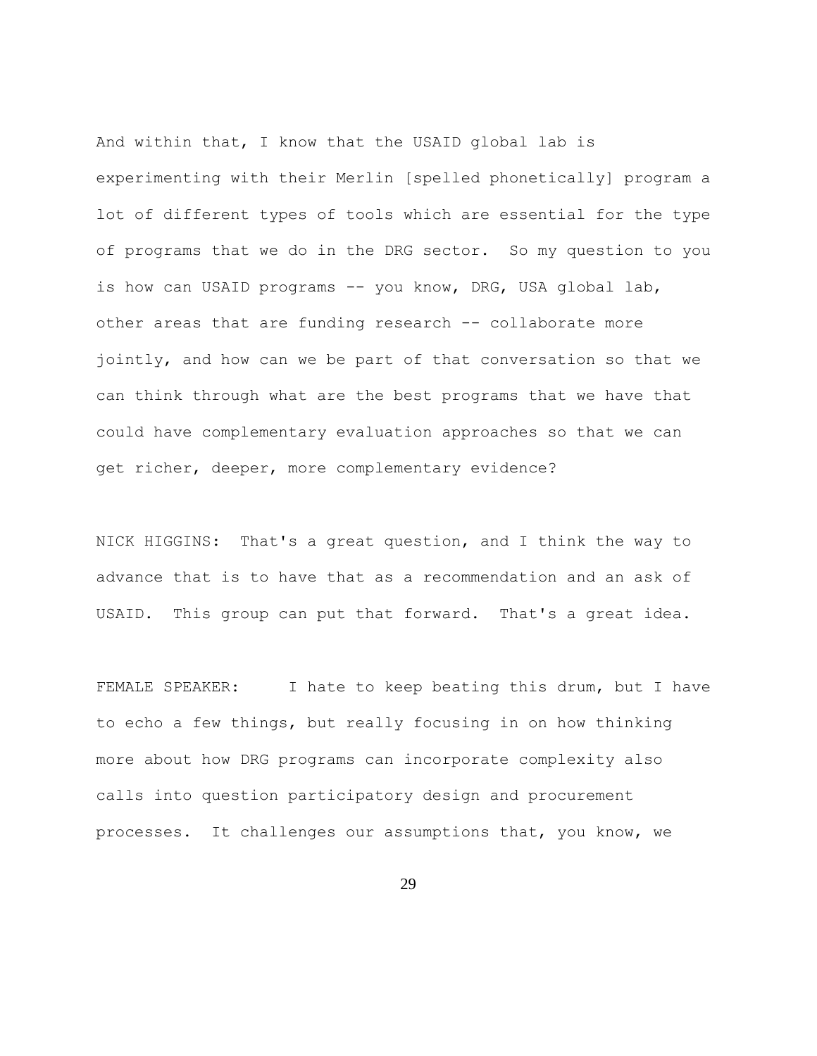And within that, I know that the USAID global lab is experimenting with their Merlin [spelled phonetically] program a lot of different types of tools which are essential for the type of programs that we do in the DRG sector. So my question to you is how can USAID programs -- you know, DRG, USA global lab, other areas that are funding research -- collaborate more jointly, and how can we be part of that conversation so that we can think through what are the best programs that we have that could have complementary evaluation approaches so that we can get richer, deeper, more complementary evidence?

NICK HIGGINS: That's a great question, and I think the way to advance that is to have that as a recommendation and an ask of USAID. This group can put that forward. That's a great idea.

FEMALE SPEAKER: I hate to keep beating this drum, but I have to echo a few things, but really focusing in on how thinking more about how DRG programs can incorporate complexity also calls into question participatory design and procurement processes. It challenges our assumptions that, you know, we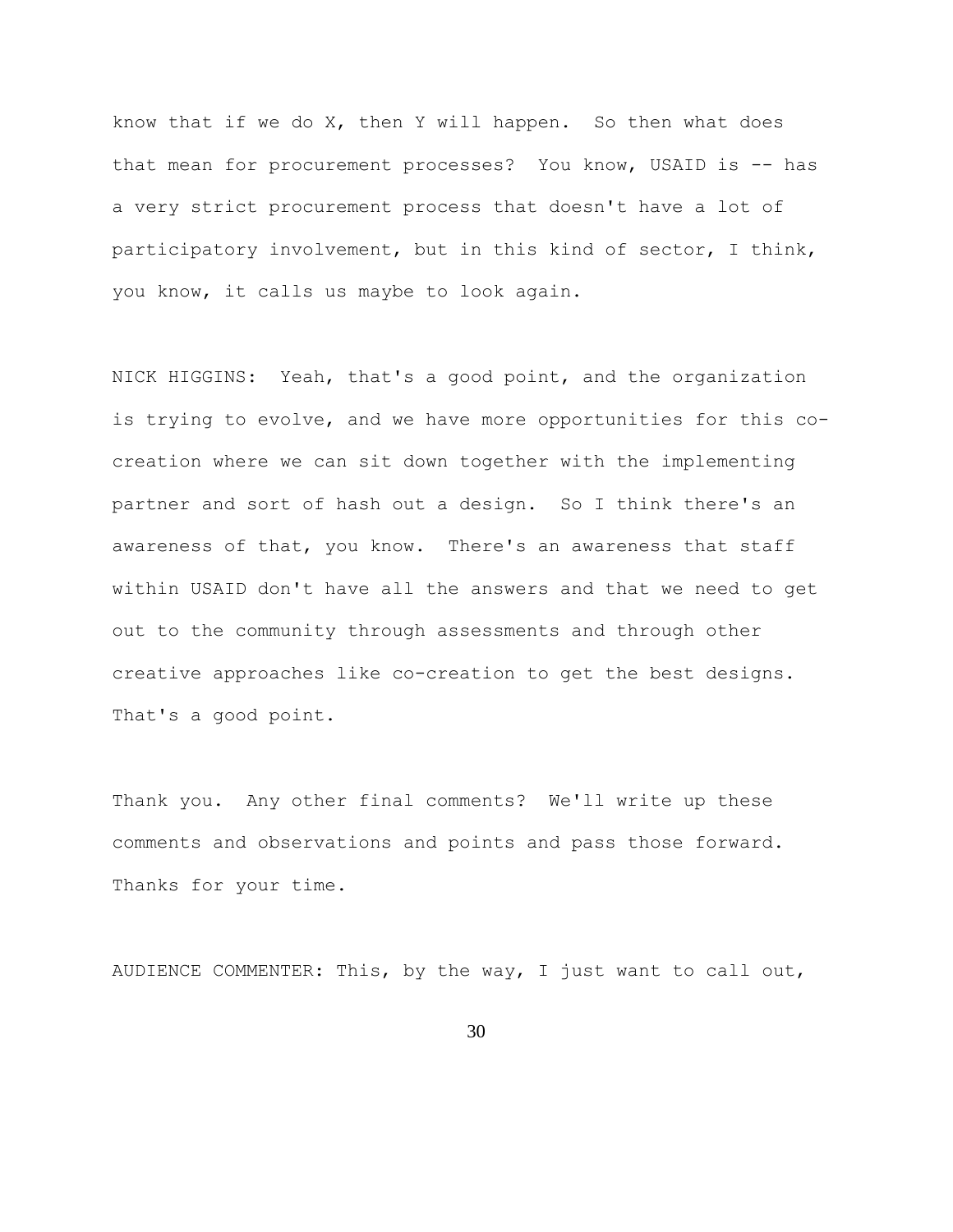know that if we do X, then Y will happen. So then what does that mean for procurement processes? You know, USAID is -- has a very strict procurement process that doesn't have a lot of participatory involvement, but in this kind of sector, I think, you know, it calls us maybe to look again.

NICK HIGGINS: Yeah, that's a good point, and the organization is trying to evolve, and we have more opportunities for this co-creation where we can sit down together with the implementing partner and sort of hash out a design. So I think there's an awareness of that, you know. There's an awareness that staff within USAID don't have all the answers and that we need to get out to the community through assessments and through other creative approaches like co-creation to get the best designs. That's a good point.

Thank you. Any other final comments? We'll write up these comments and observations and points and pass those forward. Thanks for your time.

AUDIENCE COMMENTER: This, by the way, I just want to call out,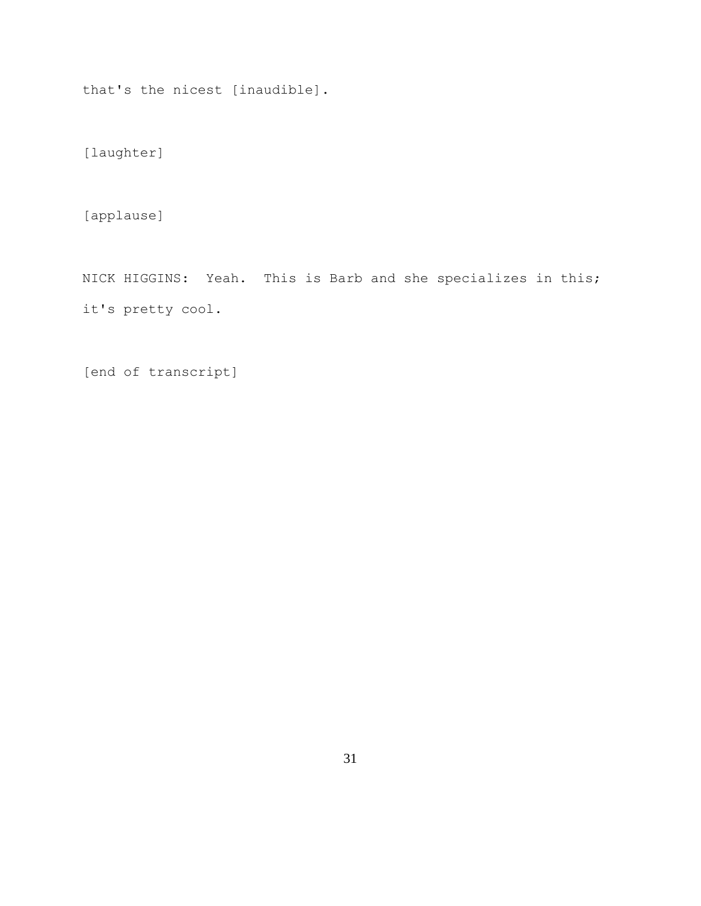that's the nicest [inaudible].

[laughter]

[applause]

NICK HIGGINS: Yeah. This is Barb and she specializes in this; it's pretty cool.

[end of transcript]